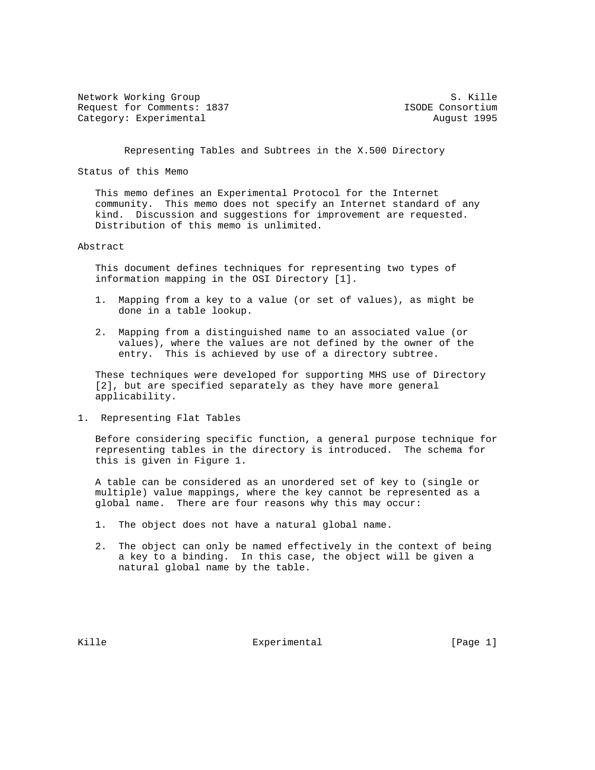Network Working Group S. Kille
Request for Comments: 1837 ISODE Consortium
Category: Experimental August 1995

# Representing Tables and Subtrees in the X.500 Directory

## Status of this Memo

This memo defines an Experimental Protocol for the Internet community. This memo does not specify an Internet standard of any kind. Discussion and suggestions for improvement are requested. Distribution of this memo is unlimited.

## Abstract

This document defines techniques for representing two types of information mapping in the OSI Directory [1].

1. Mapping from a key to a value (or set of values), as might be done in a table lookup.

2. Mapping from a distinguished name to an associated value (or values), where the values are not defined by the owner of the entry. This is achieved by use of a directory subtree.

These techniques were developed for supporting MHS use of Directory [2], but are specified separately as they have more general applicability.

## 1. Representing Flat Tables

Before considering specific function, a general purpose technique for representing tables in the directory is introduced. The schema for this is given in Figure 1.

A table can be considered as an unordered set of key to (single or multiple) value mappings, where the key cannot be represented as a global name. There are four reasons why this may occur:

1. The object does not have a natural global name.

2. The object can only be named effectively in the context of being a key to a binding. In this case, the object will be given a natural global name by the table.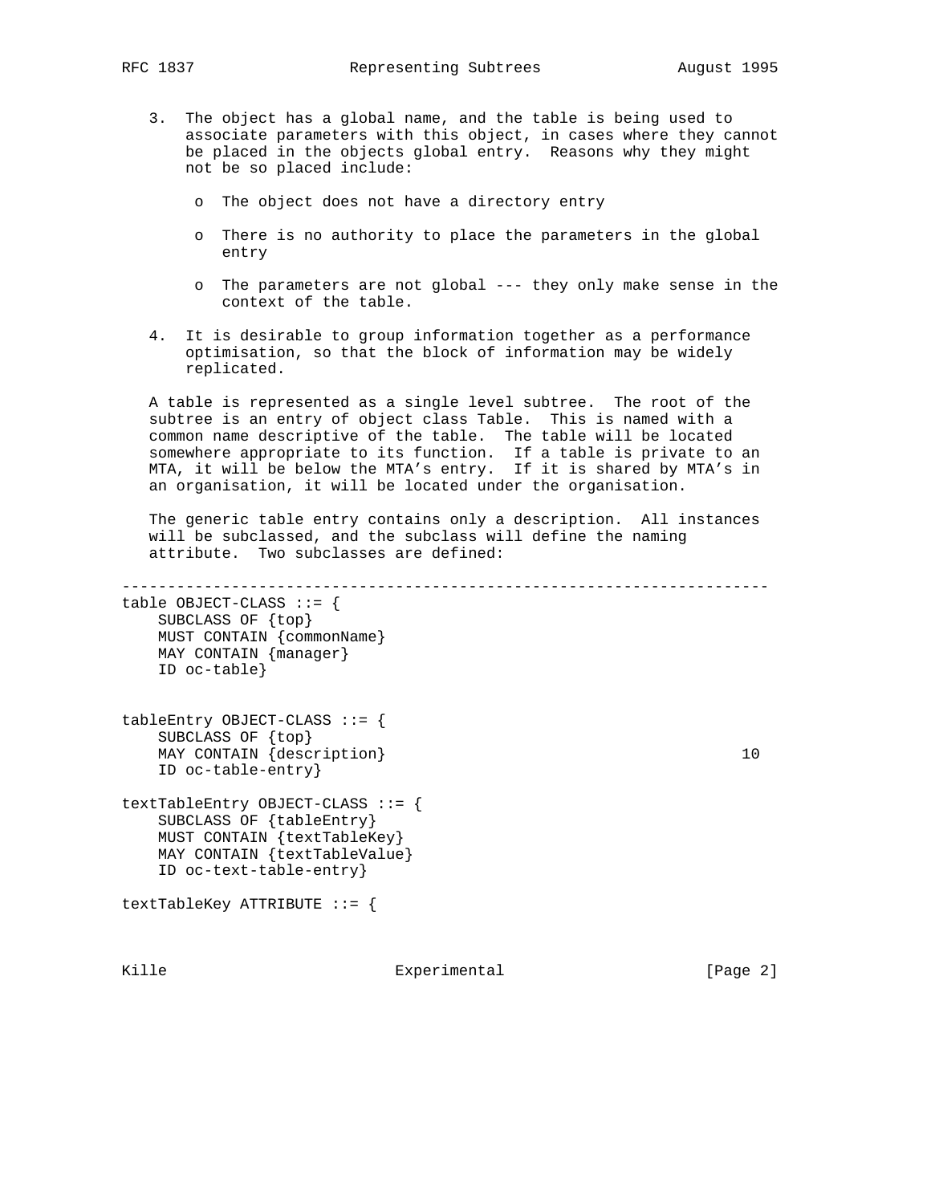3. The object has a global name, and the table is being used to associate parameters with this object, in cases where they cannot be placed in the objects global entry. Reasons why they might not be so placed include:

   - The object does not have a directory entry

   - There is no authority to place the parameters in the global entry

   - The parameters are not global --- they only make sense in the context of the table.

4. It is desirable to group information together as a performance optimisation, so that the block of information may be widely replicated.

A table is represented as a single level subtree. The root of the subtree is an entry of object class Table. This is named with a common name descriptive of the table. The table will be located somewhere appropriate to its function. If a table is private to an MTA, it will be below the MTA's entry. If it is shared by MTA's in an organisation, it will be located under the organisation.

The generic table entry contains only a description. All instances will be subclassed, and the subclass will define the naming attribute. Two subclasses are defined:

```
-----------------------------------------------------------------------
table OBJECT-CLASS ::= {
    SUBCLASS OF {top}
    MUST CONTAIN {commonName}
    MAY CONTAIN {manager}
    ID oc-table}


tableEntry OBJECT-CLASS ::= {
    SUBCLASS OF {top}
    MAY CONTAIN {description}                                         10
    ID oc-table-entry}

textTableEntry OBJECT-CLASS ::= {
    SUBCLASS OF {tableEntry}
    MUST CONTAIN {textTableKey}
    MAY CONTAIN {textTableValue}
    ID oc-text-table-entry}

textTableKey ATTRIBUTE ::= {
```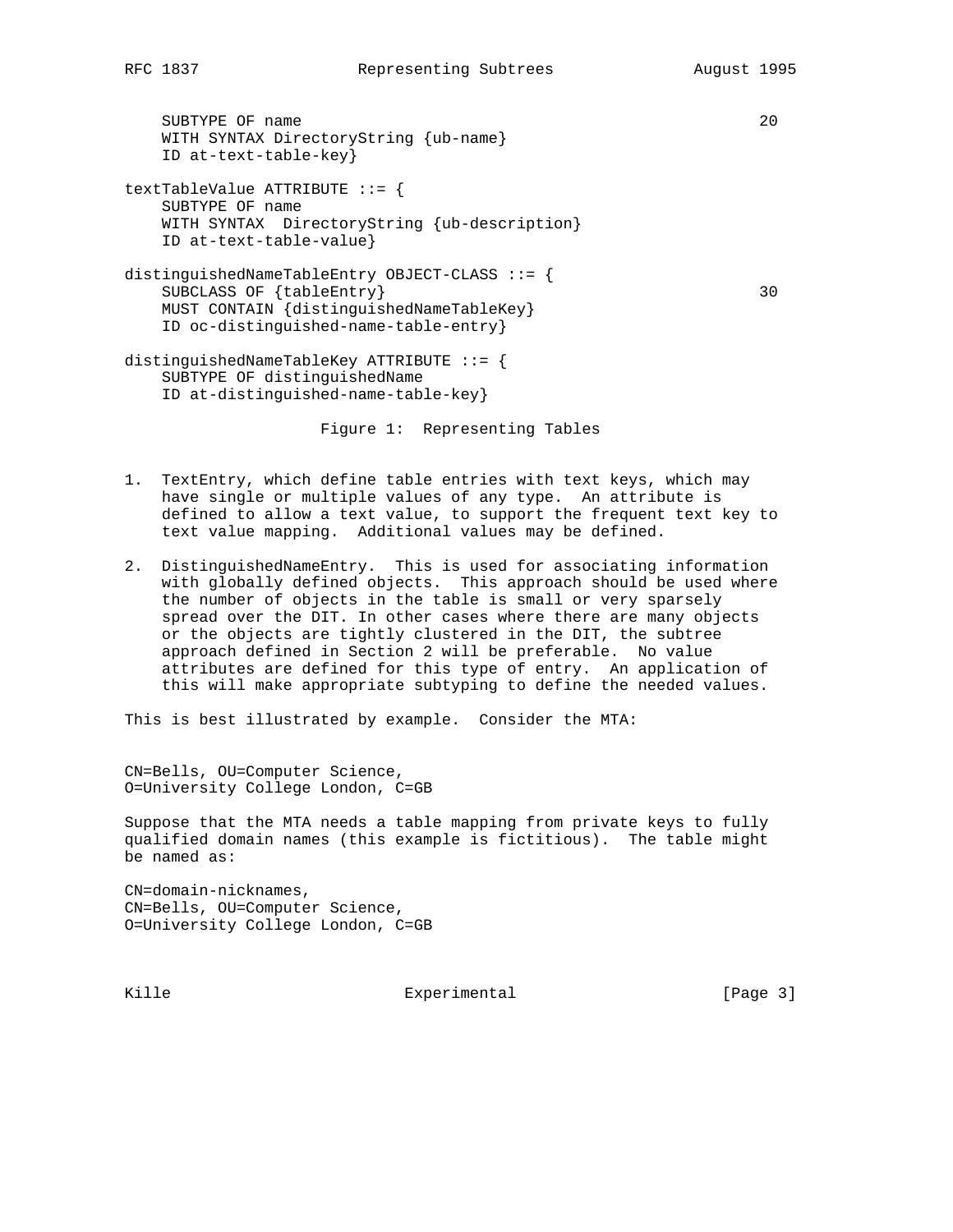```
    SUBTYPE OF name                                                20
    WITH SYNTAX DirectoryString {ub-name}
    ID at-text-table-key}

textTableValue ATTRIBUTE ::= {
    SUBTYPE OF name
    WITH SYNTAX  DirectoryString {ub-description}
    ID at-text-table-value}

distinguishedNameTableEntry OBJECT-CLASS ::= {
    SUBCLASS OF {tableEntry}                                       30
    MUST CONTAIN {distinguishedNameTableKey}
    ID oc-distinguished-name-table-entry}

distinguishedNameTableKey ATTRIBUTE ::= {
    SUBTYPE OF distinguishedName
    ID at-distinguished-name-table-key}
```

Figure 1: Representing Tables

1. TextEntry, which define table entries with text keys, which may have single or multiple values of any type. An attribute is defined to allow a text value, to support the frequent text key to text value mapping. Additional values may be defined.

2. DistinguishedNameEntry. This is used for associating information with globally defined objects. This approach should be used where the number of objects in the table is small or very sparsely spread over the DIT. In other cases where there are many objects or the objects are tightly clustered in the DIT, the subtree approach defined in Section 2 will be preferable. No value attributes are defined for this type of entry. An application of this will make appropriate subtyping to define the needed values.

This is best illustrated by example. Consider the MTA:

```
CN=Bells, OU=Computer Science,
O=University College London, C=GB
```

Suppose that the MTA needs a table mapping from private keys to fully qualified domain names (this example is fictitious). The table might be named as:

```
CN=domain-nicknames,
CN=Bells, OU=Computer Science,
O=University College London, C=GB
```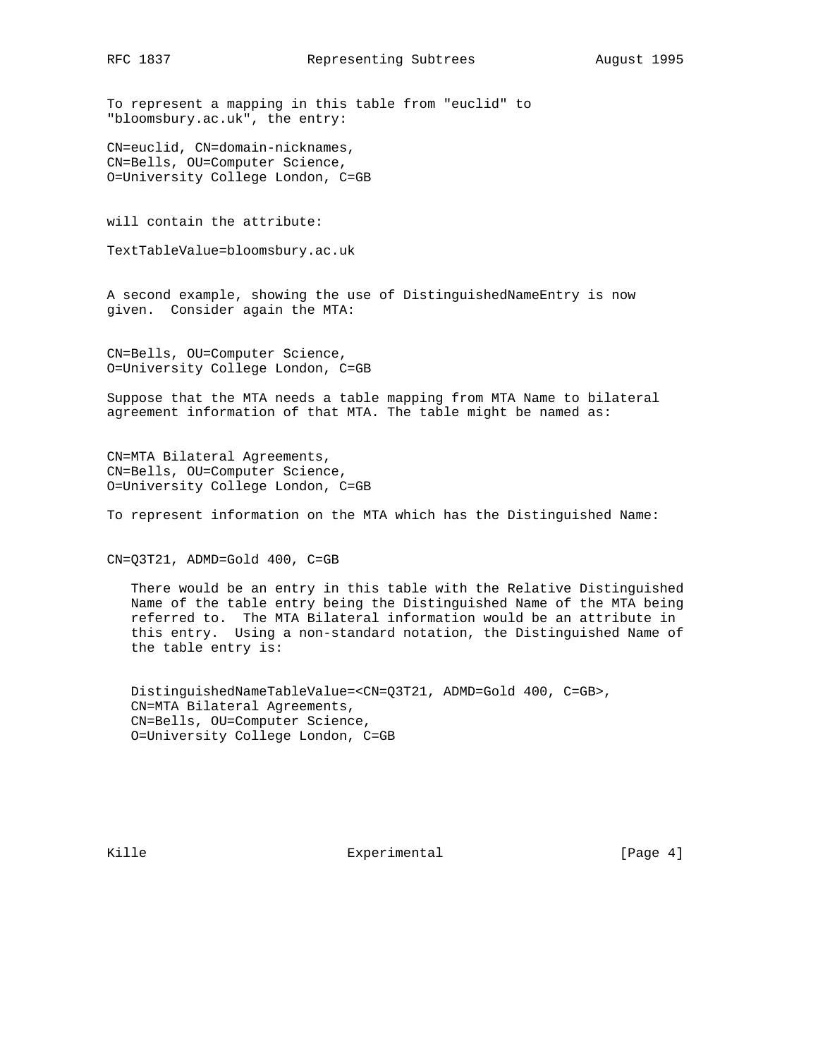To represent a mapping in this table from "euclid" to "bloomsbury.ac.uk", the entry:

```
CN=euclid, CN=domain-nicknames,
CN=Bells, OU=Computer Science,
O=University College London, C=GB
```

will contain the attribute:

```
TextTableValue=bloomsbury.ac.uk
```

A second example, showing the use of DistinguishedNameEntry is now given. Consider again the MTA:

```
CN=Bells, OU=Computer Science,
O=University College London, C=GB
```

Suppose that the MTA needs a table mapping from MTA Name to bilateral agreement information of that MTA. The table might be named as:

```
CN=MTA Bilateral Agreements,
CN=Bells, OU=Computer Science,
O=University College London, C=GB
```

To represent information on the MTA which has the Distinguished Name:

```
CN=Q3T21, ADMD=Gold 400, C=GB
```

There would be an entry in this table with the Relative Distinguished Name of the table entry being the Distinguished Name of the MTA being referred to. The MTA Bilateral information would be an attribute in this entry. Using a non-standard notation, the Distinguished Name of the table entry is:

```
DistinguishedNameTableValue=<CN=Q3T21, ADMD=Gold 400, C=GB>,
CN=MTA Bilateral Agreements,
CN=Bells, OU=Computer Science,
O=University College London, C=GB
```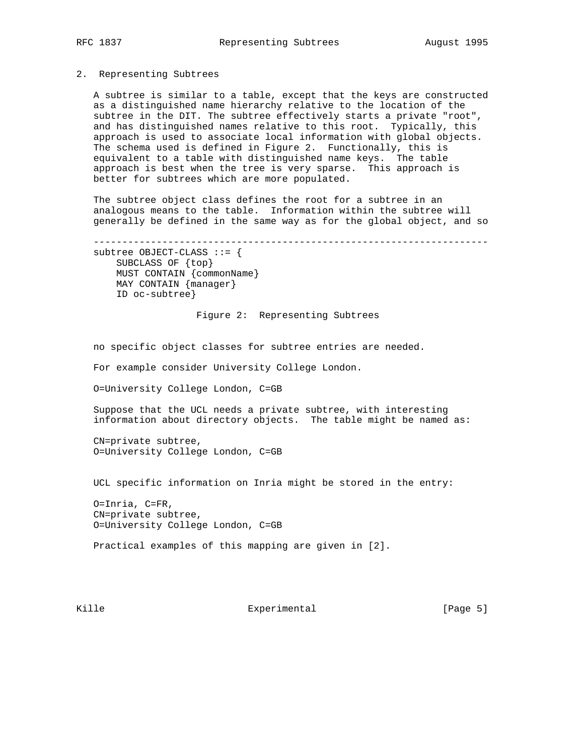## 2. Representing Subtrees

A subtree is similar to a table, except that the keys are constructed as a distinguished name hierarchy relative to the location of the subtree in the DIT. The subtree effectively starts a private "root", and has distinguished names relative to this root. Typically, this approach is used to associate local information with global objects. The schema used is defined in Figure 2. Functionally, this is equivalent to a table with distinguished name keys. The table approach is best when the tree is very sparse. This approach is better for subtrees which are more populated.

The subtree object class defines the root for a subtree in an analogous means to the table. Information within the subtree will generally be defined in the same way as for the global object, and so no specific object classes for subtree entries are needed.

```
subtree OBJECT-CLASS ::= {
    SUBCLASS OF {top}
    MUST CONTAIN {commonName}
    MAY CONTAIN {manager}
    ID oc-subtree}
```

Figure 2: Representing Subtrees

For example consider University College London.

```
O=University College London, C=GB
```

Suppose that the UCL needs a private subtree, with interesting information about directory objects. The table might be named as:

```
CN=private subtree,
O=University College London, C=GB
```

UCL specific information on Inria might be stored in the entry:

```
O=Inria, C=FR,
CN=private subtree,
O=University College London, C=GB
```

Practical examples of this mapping are given in [2].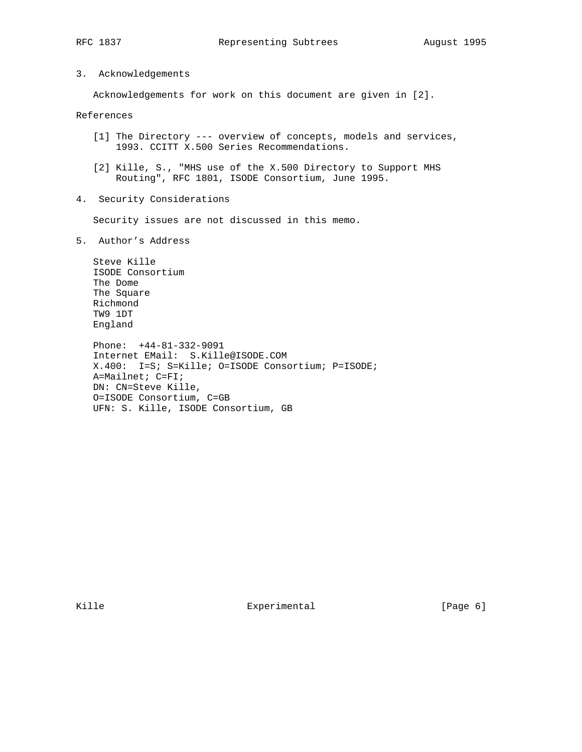## 3. Acknowledgements

Acknowledgements for work on this document are given in [2].

## References

[1] The Directory --- overview of concepts, models and services, 1993. CCITT X.500 Series Recommendations.

[2] Kille, S., "MHS use of the X.500 Directory to Support MHS Routing", RFC 1801, ISODE Consortium, June 1995.

## 4. Security Considerations

Security issues are not discussed in this memo.

## 5. Author's Address

Steve Kille  
ISODE Consortium  
The Dome  
The Square  
Richmond  
TW9 1DT  
England

Phone: +44-81-332-9091  
Internet EMail: S.Kille@ISODE.COM  
X.400: I=S; S=Kille; O=ISODE Consortium; P=ISODE;  
A=Mailnet; C=FI;  
DN: CN=Steve Kille,  
O=ISODE Consortium, C=GB  
UFN: S. Kille, ISODE Consortium, GB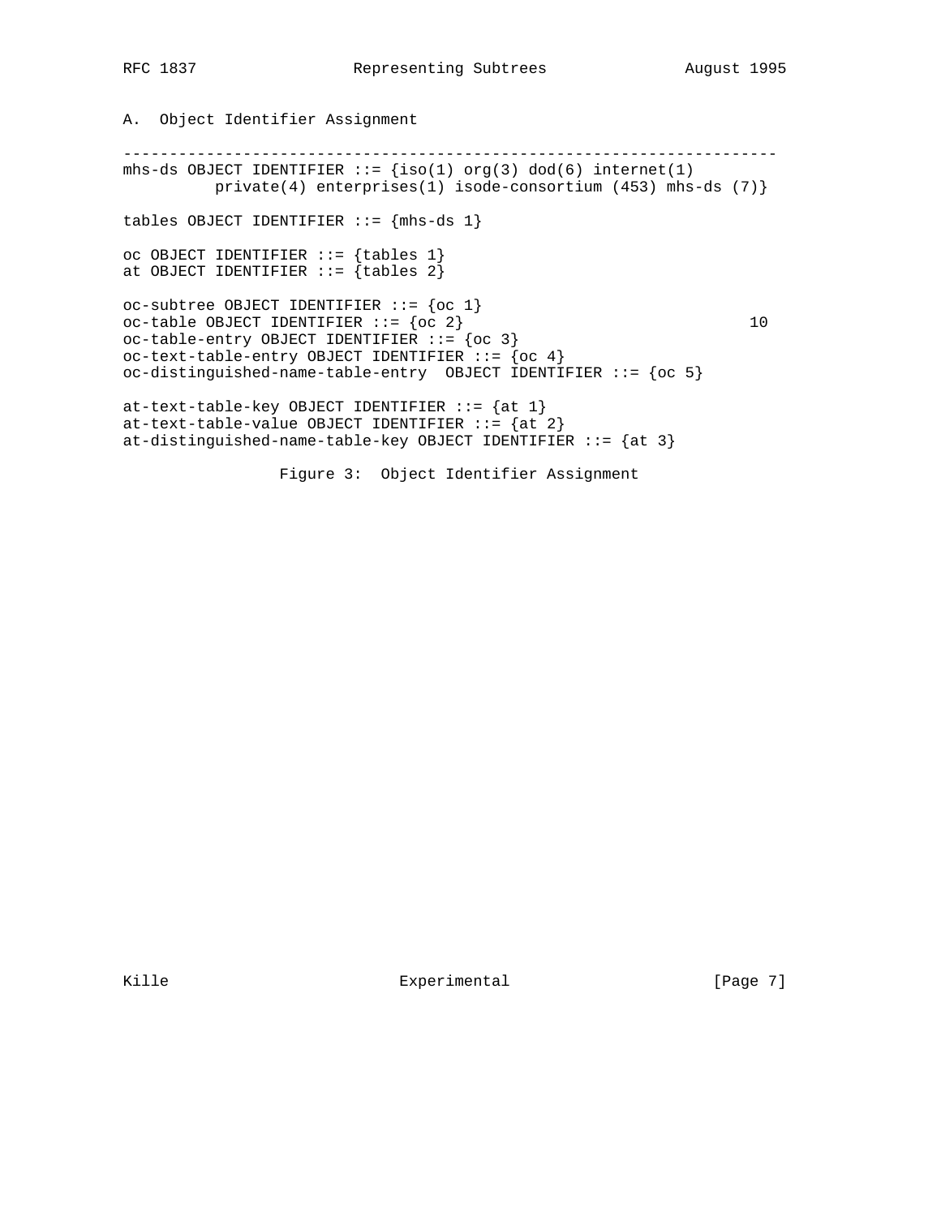## A. Object Identifier Assignment

```
-----------------------------------------------------------------------
mhs-ds OBJECT IDENTIFIER ::= {iso(1) org(3) dod(6) internet(1)
          private(4) enterprises(1) isode-consortium (453) mhs-ds (7)}

tables OBJECT IDENTIFIER ::= {mhs-ds 1}

oc OBJECT IDENTIFIER ::= {tables 1}
at OBJECT IDENTIFIER ::= {tables 2}

oc-subtree OBJECT IDENTIFIER ::= {oc 1}
oc-table OBJECT IDENTIFIER ::= {oc 2}                                10
oc-table-entry OBJECT IDENTIFIER ::= {oc 3}
oc-text-table-entry OBJECT IDENTIFIER ::= {oc 4}
oc-distinguished-name-table-entry  OBJECT IDENTIFIER ::= {oc 5}

at-text-table-key OBJECT IDENTIFIER ::= {at 1}
at-text-table-value OBJECT IDENTIFIER ::= {at 2}
at-distinguished-name-table-key OBJECT IDENTIFIER ::= {at 3}
```

Figure 3: Object Identifier Assignment